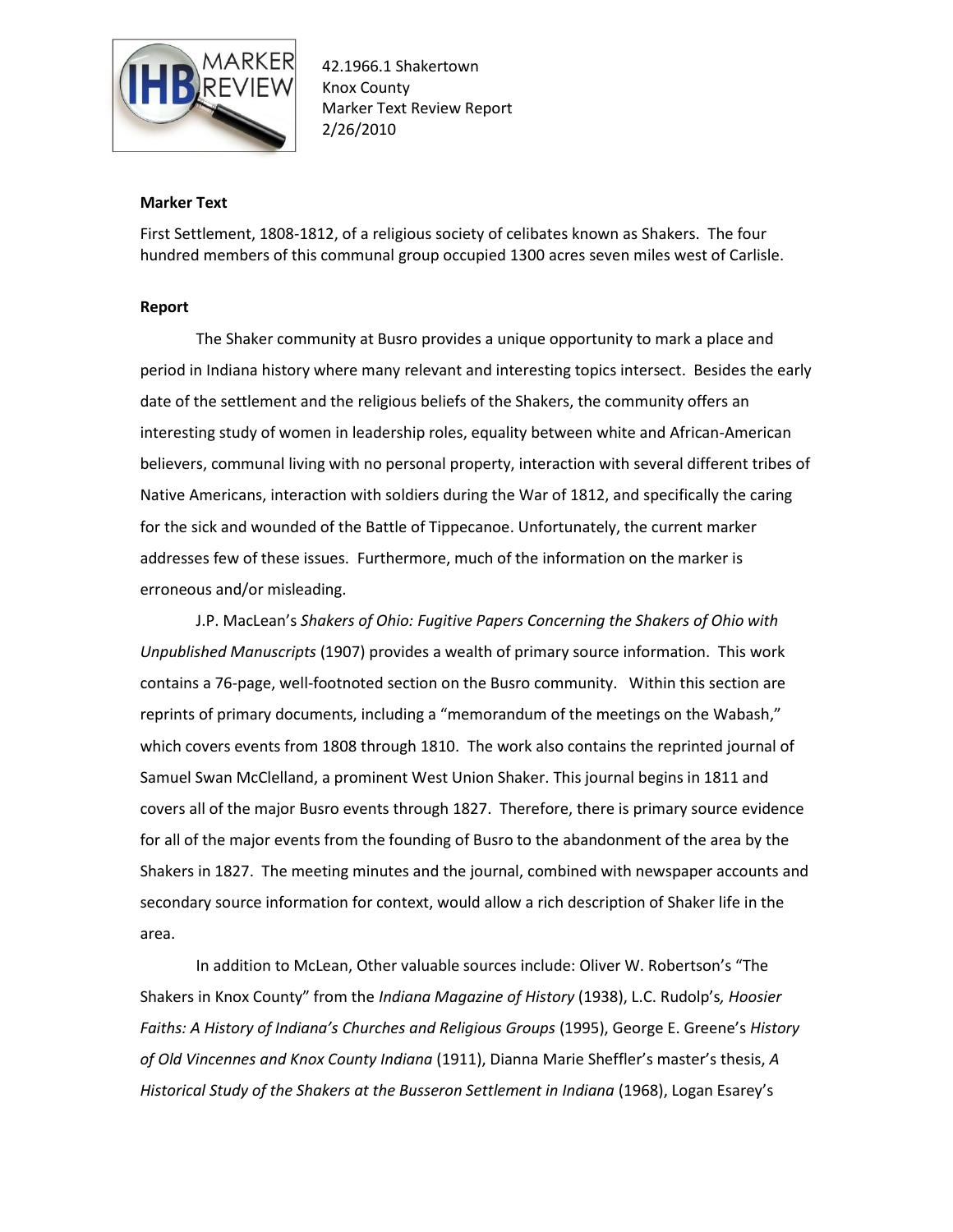42.1966.1 Shakertown
Knox County
Marker Text Review Report
2/26/2010

**Marker Text**

First Settlement, 1808-1812, of a religious society of celibates known as Shakers. The four hundred members of this communal group occupied 1300 acres seven miles west of Carlisle.

**Report**

The Shaker community at Busro provides a unique opportunity to mark a place and period in Indiana history where many relevant and interesting topics intersect. Besides the early date of the settlement and the religious beliefs of the Shakers, the community offers an interesting study of women in leadership roles, equality between white and African-American believers, communal living with no personal property, interaction with several different tribes of Native Americans, interaction with soldiers during the War of 1812, and specifically the caring for the sick and wounded of the Battle of Tippecanoe. Unfortunately, the current marker addresses few of these issues. Furthermore, much of the information on the marker is erroneous and/or misleading.

J.P. MacLean's *Shakers of Ohio: Fugitive Papers Concerning the Shakers of Ohio with Unpublished Manuscripts* (1907) provides a wealth of primary source information. This work contains a 76-page, well-footnoted section on the Busro community. Within this section are reprints of primary documents, including a "memorandum of the meetings on the Wabash," which covers events from 1808 through 1810. The work also contains the reprinted journal of Samuel Swan McClelland, a prominent West Union Shaker. This journal begins in 1811 and covers all of the major Busro events through 1827. Therefore, there is primary source evidence for all of the major events from the founding of Busro to the abandonment of the area by the Shakers in 1827. The meeting minutes and the journal, combined with newspaper accounts and secondary source information for context, would allow a rich description of Shaker life in the area.

In addition to McLean, Other valuable sources include: Oliver W. Robertson's "The Shakers in Knox County" from the *Indiana Magazine of History* (1938), L.C. Rudolp's*, Hoosier Faiths: A History of Indiana's Churches and Religious Groups* (1995), George E. Greene's *History of Old Vincennes and Knox County Indiana* (1911), Dianna Marie Sheffler's master's thesis, *A Historical Study of the Shakers at the Busseron Settlement in Indiana* (1968), Logan Esarey's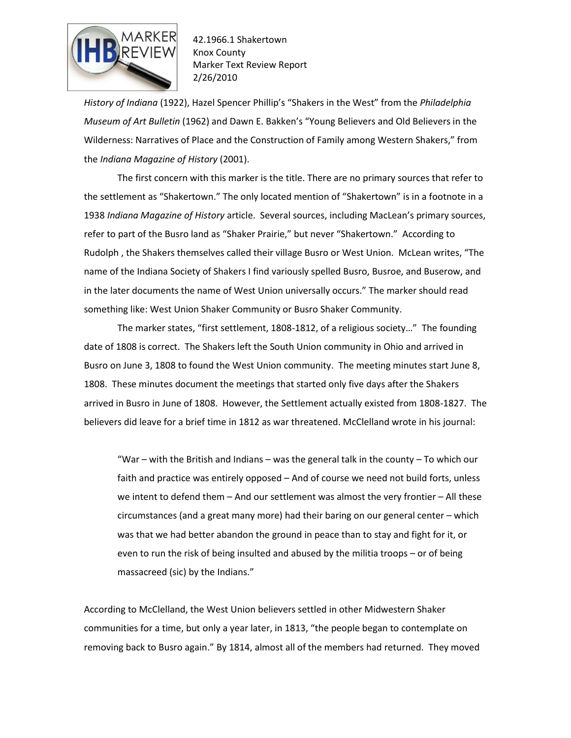*History of Indiana* (1922), Hazel Spencer Phillip's "Shakers in the West" from the *Philadelphia Museum of Art Bulletin* (1962) and Dawn E. Bakken's "Young Believers and Old Believers in the Wilderness: Narratives of Place and the Construction of Family among Western Shakers," from the *Indiana Magazine of History* (2001).

The first concern with this marker is the title. There are no primary sources that refer to the settlement as "Shakertown." The only located mention of "Shakertown" is in a footnote in a 1938 *Indiana Magazine of History* article. Several sources, including MacLean's primary sources, refer to part of the Busro land as "Shaker Prairie," but never "Shakertown." According to Rudolph , the Shakers themselves called their village Busro or West Union. McLean writes, "The name of the Indiana Society of Shakers I find variously spelled Busro, Busroe, and Buserow, and in the later documents the name of West Union universally occurs." The marker should read something like: West Union Shaker Community or Busro Shaker Community.

The marker states, "first settlement, 1808-1812, of a religious society…" The founding date of 1808 is correct. The Shakers left the South Union community in Ohio and arrived in Busro on June 3, 1808 to found the West Union community. The meeting minutes start June 8, 1808. These minutes document the meetings that started only five days after the Shakers arrived in Busro in June of 1808. However, the Settlement actually existed from 1808-1827. The believers did leave for a brief time in 1812 as war threatened. McClelland wrote in his journal:

> "War – with the British and Indians – was the general talk in the county – To which our faith and practice was entirely opposed – And of course we need not build forts, unless we intent to defend them – And our settlement was almost the very frontier – All these circumstances (and a great many more) had their baring on our general center – which was that we had better abandon the ground in peace than to stay and fight for it, or even to run the risk of being insulted and abused by the militia troops – or of being massacreed (sic) by the Indians."

According to McClelland, the West Union believers settled in other Midwestern Shaker communities for a time, but only a year later, in 1813, "the people began to contemplate on removing back to Busro again." By 1814, almost all of the members had returned. They moved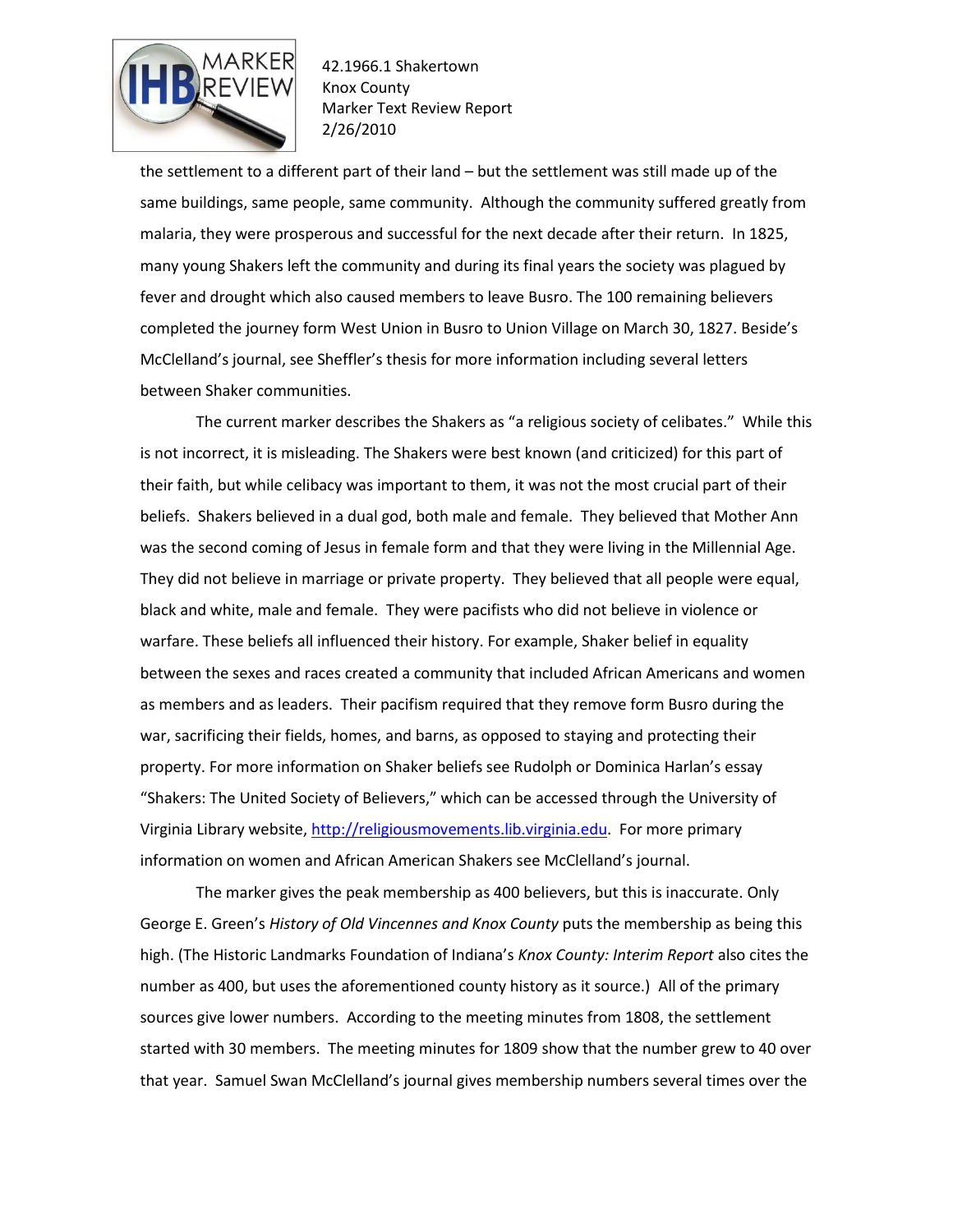the settlement to a different part of their land – but the settlement was still made up of the same buildings, same people, same community. Although the community suffered greatly from malaria, they were prosperous and successful for the next decade after their return. In 1825, many young Shakers left the community and during its final years the society was plagued by fever and drought which also caused members to leave Busro. The 100 remaining believers completed the journey form West Union in Busro to Union Village on March 30, 1827. Beside's McClelland's journal, see Sheffler's thesis for more information including several letters between Shaker communities.

The current marker describes the Shakers as "a religious society of celibates." While this is not incorrect, it is misleading. The Shakers were best known (and criticized) for this part of their faith, but while celibacy was important to them, it was not the most crucial part of their beliefs. Shakers believed in a dual god, both male and female. They believed that Mother Ann was the second coming of Jesus in female form and that they were living in the Millennial Age. They did not believe in marriage or private property. They believed that all people were equal, black and white, male and female. They were pacifists who did not believe in violence or warfare. These beliefs all influenced their history. For example, Shaker belief in equality between the sexes and races created a community that included African Americans and women as members and as leaders. Their pacifism required that they remove form Busro during the war, sacrificing their fields, homes, and barns, as opposed to staying and protecting their property. For more information on Shaker beliefs see Rudolph or Dominica Harlan's essay "Shakers: The United Society of Believers," which can be accessed through the University of Virginia Library website, http://religiousmovements.lib.virginia.edu. For more primary information on women and African American Shakers see McClelland's journal.

The marker gives the peak membership as 400 believers, but this is inaccurate. Only George E. Green's *History of Old Vincennes and Knox County* puts the membership as being this high. (The Historic Landmarks Foundation of Indiana's *Knox County: Interim Report* also cites the number as 400, but uses the aforementioned county history as it source.) All of the primary sources give lower numbers. According to the meeting minutes from 1808, the settlement started with 30 members. The meeting minutes for 1809 show that the number grew to 40 over that year. Samuel Swan McClelland's journal gives membership numbers several times over the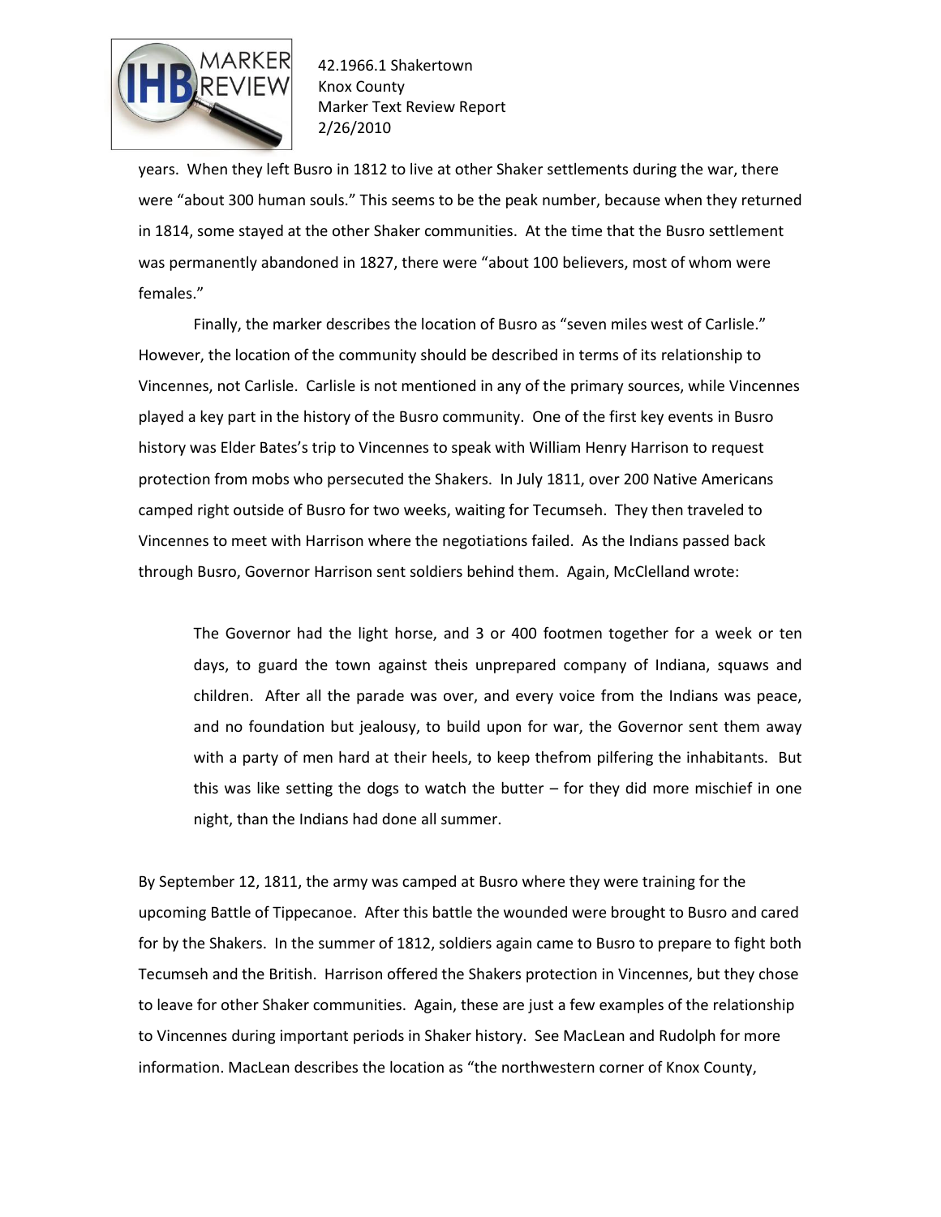years. When they left Busro in 1812 to live at other Shaker settlements during the war, there were "about 300 human souls." This seems to be the peak number, because when they returned in 1814, some stayed at the other Shaker communities. At the time that the Busro settlement was permanently abandoned in 1827, there were "about 100 believers, most of whom were females."

Finally, the marker describes the location of Busro as "seven miles west of Carlisle." However, the location of the community should be described in terms of its relationship to Vincennes, not Carlisle. Carlisle is not mentioned in any of the primary sources, while Vincennes played a key part in the history of the Busro community. One of the first key events in Busro history was Elder Bates's trip to Vincennes to speak with William Henry Harrison to request protection from mobs who persecuted the Shakers. In July 1811, over 200 Native Americans camped right outside of Busro for two weeks, waiting for Tecumseh. They then traveled to Vincennes to meet with Harrison where the negotiations failed. As the Indians passed back through Busro, Governor Harrison sent soldiers behind them. Again, McClelland wrote:

> The Governor had the light horse, and 3 or 400 footmen together for a week or ten days, to guard the town against theis unprepared company of Indiana, squaws and children. After all the parade was over, and every voice from the Indians was peace, and no foundation but jealousy, to build upon for war, the Governor sent them away with a party of men hard at their heels, to keep thefrom pilfering the inhabitants. But this was like setting the dogs to watch the butter – for they did more mischief in one night, than the Indians had done all summer.

By September 12, 1811, the army was camped at Busro where they were training for the upcoming Battle of Tippecanoe. After this battle the wounded were brought to Busro and cared for by the Shakers. In the summer of 1812, soldiers again came to Busro to prepare to fight both Tecumseh and the British. Harrison offered the Shakers protection in Vincennes, but they chose to leave for other Shaker communities. Again, these are just a few examples of the relationship to Vincennes during important periods in Shaker history. See MacLean and Rudolph for more information. MacLean describes the location as "the northwestern corner of Knox County,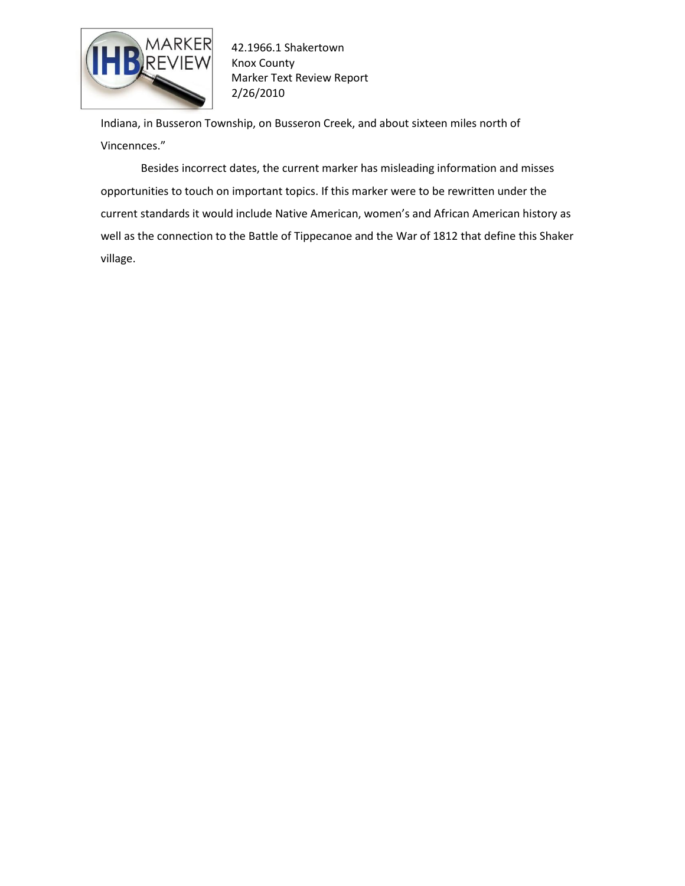Indiana, in Busseron Township, on Busseron Creek, and about sixteen miles north of Vincennces."

Besides incorrect dates, the current marker has misleading information and misses opportunities to touch on important topics. If this marker were to be rewritten under the current standards it would include Native American, women's and African American history as well as the connection to the Battle of Tippecanoe and the War of 1812 that define this Shaker village.